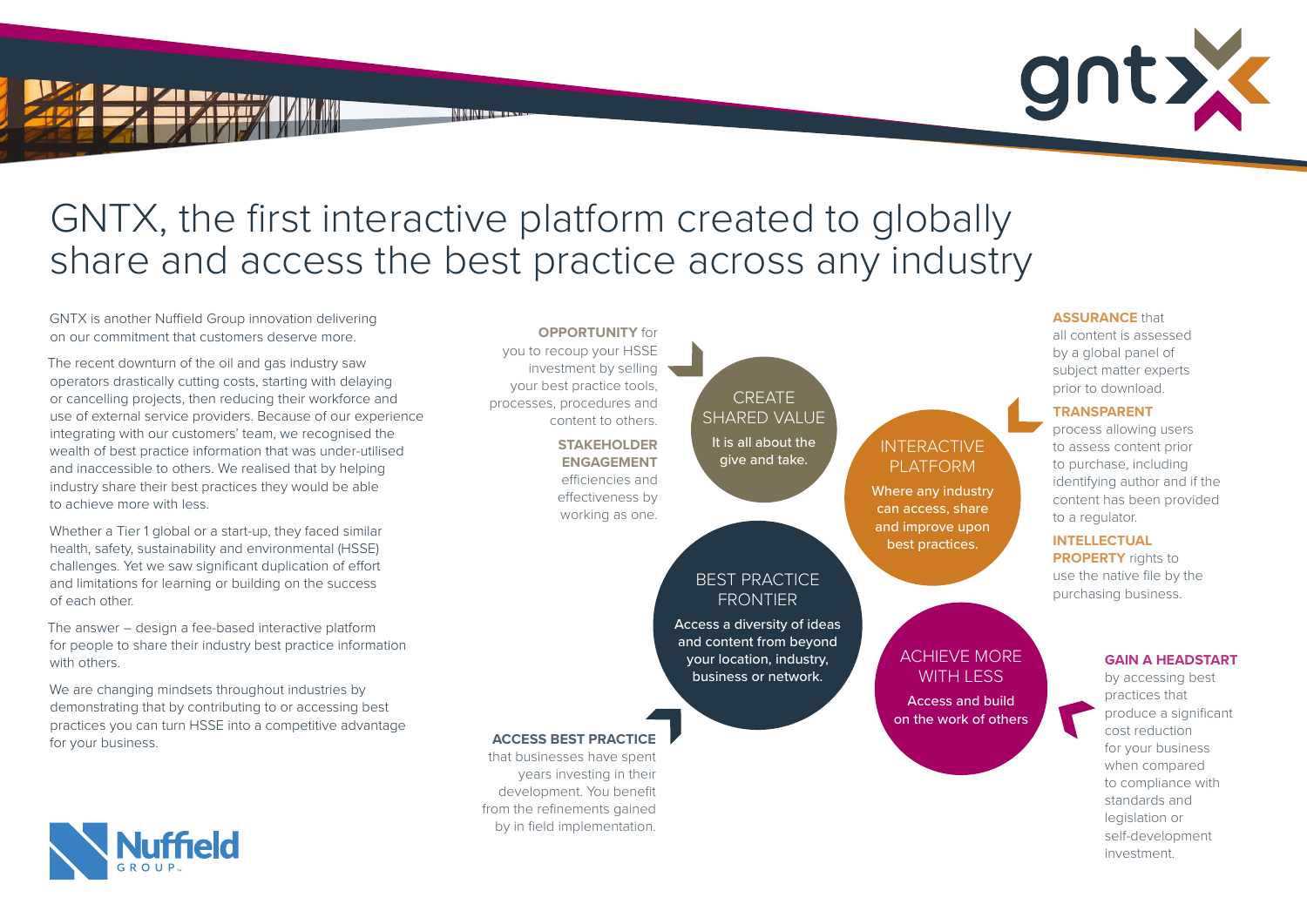# GNTX, the first interactive platform created to globally share and access the best practice across any industry

GNTX is another Nuffield Group innovation delivering on our commitment that customers deserve more.

The recent downturn of the oil and gas industry saw operators drastically cutting costs, starting with delaying or cancelling projects, then reducing their workforce and use of external service providers. Because of our experience integrating with our customers' team, we recognised the wealth of best practice information that was under-utilised and inaccessible to others. We realised that by helping industry share their best practices they would be able to achieve more with less.

Whether a Tier 1 global or a start-up, they faced similar health, safety, sustainability and environmental (HSSE) challenges. Yet we saw significant duplication of effort and limitations for learning or building on the success of each other.

The answer – design a fee-based interactive platform for people to share their industry best practice information with others.

We are changing mindsets throughout industries by demonstrating that by contributing to or accessing best practices you can turn HSSE into a competitive advantage for your business.

**OPPORTUNITY** for you to recoup your HSSE investment by selling your best practice tools, processes, procedures and content to others.

**STAKEHOLDER ENGAGEMENT** efficiencies and effectiveness by working as one.

### CREATE SHARED VALUE

It is all about the give and take.

### INTERACTIVE PLATFORM

Where any industry can access, share and improve upon best practices.

### BEST PRACTICE FRONTIER

Access a diversity of ideas and content from beyond your location, industry, business or network.

### ACHIEVE MORE WITH LESS

Access and build on the work of others

**ACCESS BEST PRACTICE** that businesses have spent years investing in their development. You benefit from the refinements gained by in field implementation.

**ASSURANCE** that all content is assessed by a global panel of subject matter experts prior to download.

**TRANSPARENT** process allowing users to assess content prior to purchase, including identifying author and if the content has been provided to a regulator.

**INTELLECTUAL PROPERTY** rights to use the native file by the purchasing business.

**GAIN A HEADSTART** by accessing best practices that produce a significant cost reduction for your business when compared to compliance with standards and legislation or self-development investment.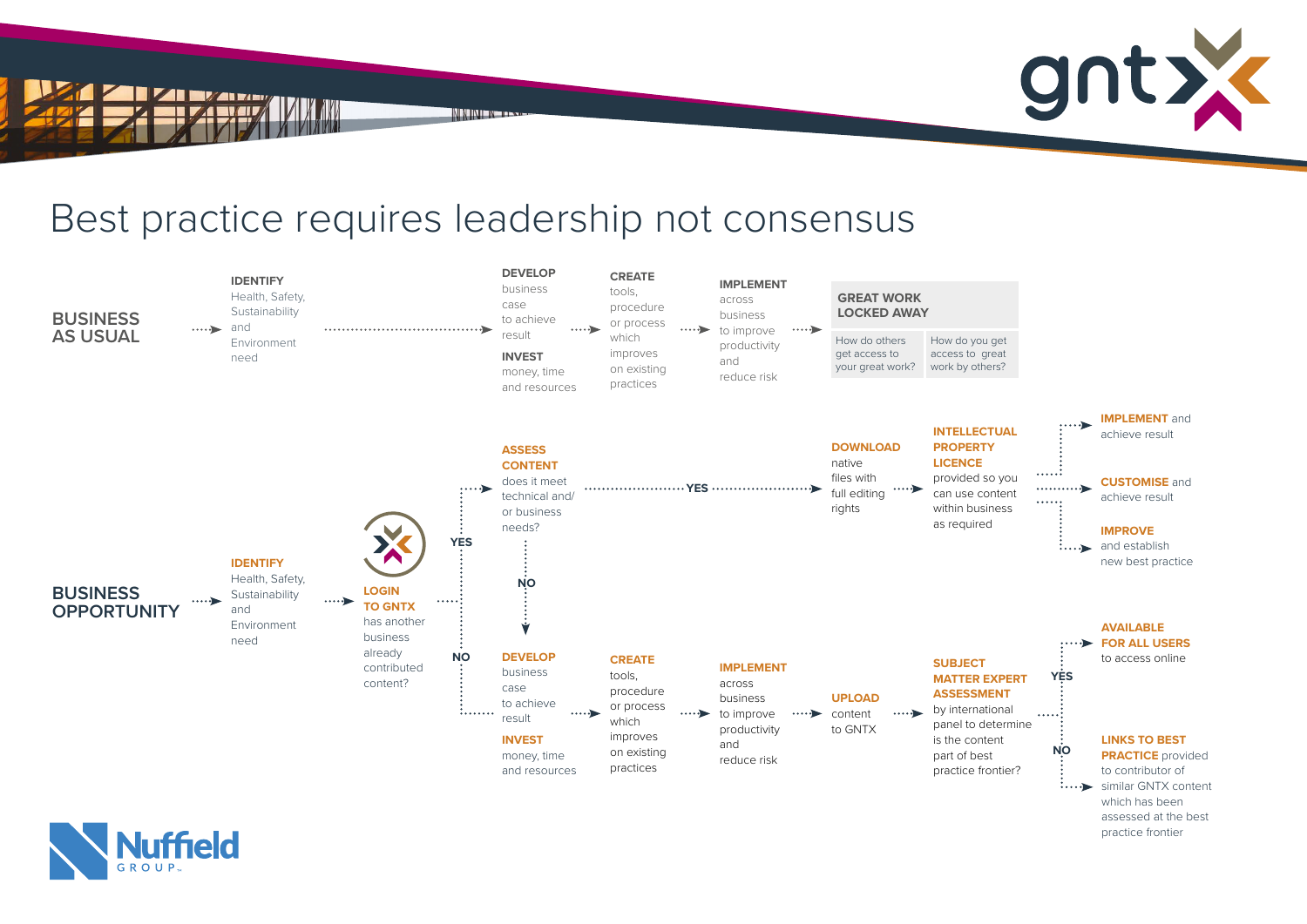# Best practice requires leadership not consensus

## BUSINESS AS USUAL

**IDENTIFY** Health, Safety, Sustainability and Environment need

**DEVELOP** business case to achieve result

**INVEST** money, time and resources

**CREATE** tools, procedure or process which improves on existing practices

**IMPLEMENT** across business to improve productivity and reduce risk

**GREAT WORK LOCKED AWAY**

How do others get access to your great work?

How do you get access to great work by others?

## BUSINESS OPPORTUNITY

**IDENTIFY** Health, Safety, Sustainability and Environment need

**LOGIN TO GNTX** has another business already contributed content?

YES

**ASSESS CONTENT** does it meet technical and/or business needs?

YES

**DOWNLOAD** native files with full editing rights

**INTELLECTUAL PROPERTY LICENCE** provided so you can use content within business as required

**IMPLEMENT** and achieve result

**CUSTOMISE** and achieve result

**IMPROVE** and establish new best practice

NO

**DEVELOP** business case to achieve result

**INVEST** money, time and resources

**CREATE** tools, procedure or process which improves on existing practices

**IMPLEMENT** across business to improve productivity and reduce risk

**UPLOAD** content to GNTX

**SUBJECT MATTER EXPERT ASSESSMENT** by international panel to determine is the content part of best practice frontier?

YES

**AVAILABLE FOR ALL USERS** to access online

NO

**LINKS TO BEST PRACTICE** provided to contributor of similar GNTX content which has been assessed at the best practice frontier

Nuffield GROUP